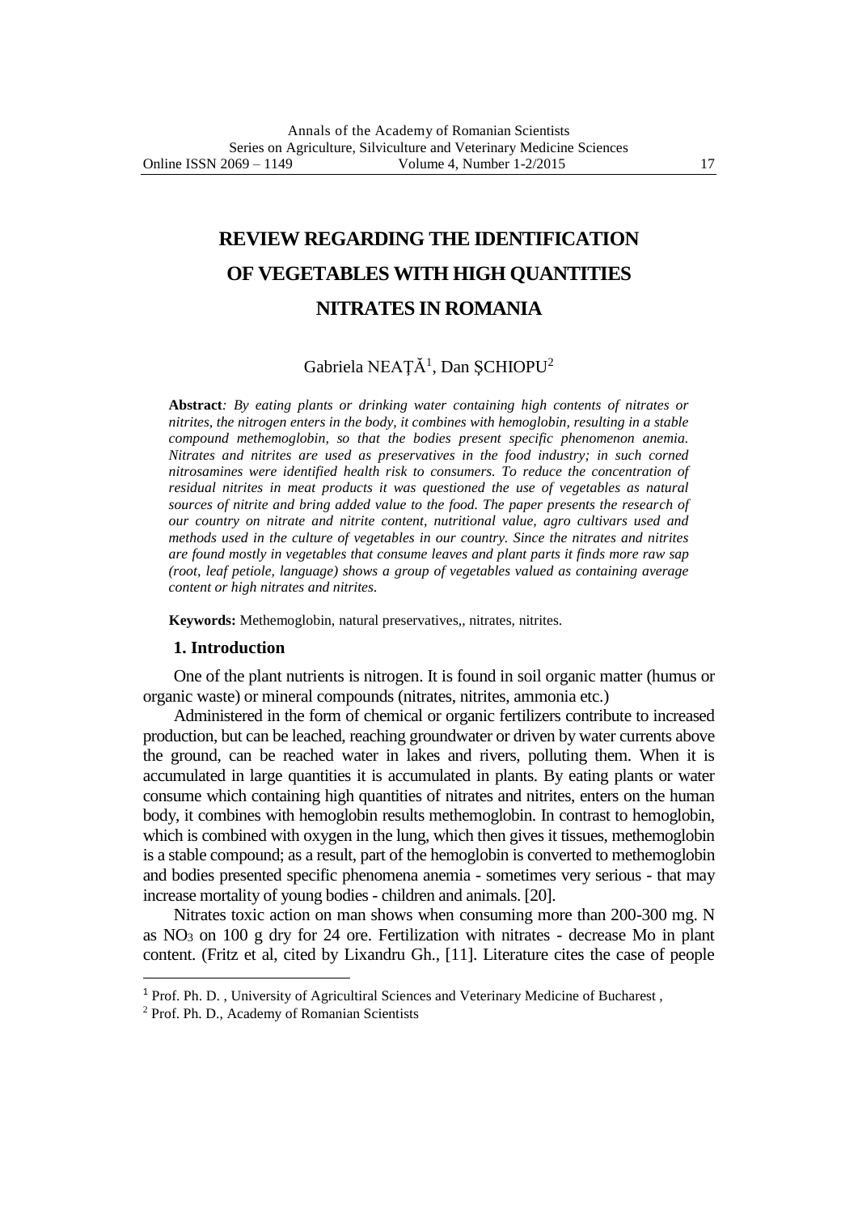# REVIEW REGARDING THE IDENTIFICATION OF VEGETABLES WITH HIGH QUANTITIES NITRATES IN ROMANIA

Gabriela NEAȚĂ[1], Dan ȘCHIOPU[2]

**Abstract***: By eating plants or drinking water containing high contents of nitrates or nitrites, the nitrogen enters in the body, it combines with hemoglobin, resulting in a stable compound methemoglobin, so that the bodies present specific phenomenon anemia. Nitrates and nitrites are used as preservatives in the food industry; in such corned nitrosamines were identified health risk to consumers. To reduce the concentration of residual nitrites in meat products it was questioned the use of vegetables as natural sources of nitrite and bring added value to the food. The paper presents the research of our country on nitrate and nitrite content, nutritional value, agro cultivars used and methods used in the culture of vegetables in our country. Since the nitrates and nitrites are found mostly in vegetables that consume leaves and plant parts it finds more raw sap (root, leaf petiole, language) shows a group of vegetables valued as containing average content or high nitrates and nitrites.*

**Keywords:** Methemoglobin, natural preservatives,, nitrates, nitrites.

## 1. Introduction

One of the plant nutrients is nitrogen. It is found in soil organic matter (humus or organic waste) or mineral compounds (nitrates, nitrites, ammonia etc.)

Administered in the form of chemical or organic fertilizers contribute to increased production, but can be leached, reaching groundwater or driven by water currents above the ground, can be reached water in lakes and rivers, polluting them. When it is accumulated in large quantities it is accumulated in plants. By eating plants or water consume which containing high quantities of nitrates and nitrites, enters on the human body, it combines with hemoglobin results methemoglobin. In contrast to hemoglobin, which is combined with oxygen in the lung, which then gives it tissues, methemoglobin is a stable compound; as a result, part of the hemoglobin is converted to methemoglobin and bodies presented specific phenomena anemia - sometimes very serious - that may increase mortality of young bodies - children and animals. [20].

Nitrates toxic action on man shows when consuming more than 200-300 mg. N as $NO_3$ on 100 g dry for 24 ore. Fertilization with nitrates - decrease Mo in plant content. (Fritz et al, cited by Lixandru Gh., [11]. Literature cites the case of people

---

[1] Prof. Ph. D. , University of Agricultiral Sciences and Veterinary Medicine of Bucharest ,

[2] Prof. Ph. D., Academy of Romanian Scientists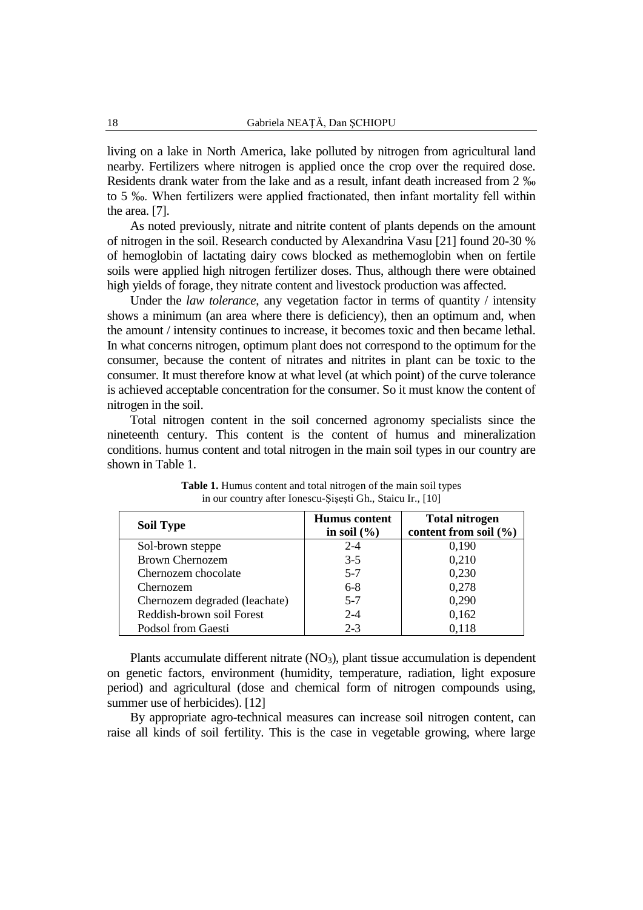living on a lake in North America, lake polluted by nitrogen from agricultural land nearby. Fertilizers where nitrogen is applied once the crop over the required dose. Residents drank water from the lake and as a result, infant death increased from 2 ‰ to 5 ‰. When fertilizers were applied fractionated, then infant mortality fell within the area. [7].

As noted previously, nitrate and nitrite content of plants depends on the amount of nitrogen in the soil. Research conducted by Alexandrina Vasu [21] found 20-30 % of hemoglobin of lactating dairy cows blocked as methemoglobin when on fertile soils were applied high nitrogen fertilizer doses. Thus, although there were obtained high yields of forage, they nitrate content and livestock production was affected.

Under the *law tolerance*, any vegetation factor in terms of quantity / intensity shows a minimum (an area where there is deficiency), then an optimum and, when the amount / intensity continues to increase, it becomes toxic and then became lethal. In what concerns nitrogen, optimum plant does not correspond to the optimum for the consumer, because the content of nitrates and nitrites in plant can be toxic to the consumer. It must therefore know at what level (at which point) of the curve tolerance is achieved acceptable concentration for the consumer. So it must know the content of nitrogen in the soil.

Total nitrogen content in the soil concerned agronomy specialists since the nineteenth century. This content is the content of humus and mineralization conditions. humus content and total nitrogen in the main soil types in our country are shown in Table 1.

**Table 1.** Humus content and total nitrogen of the main soil types in our country after Ionescu-Şişeşti Gh., Staicu Ir., [10]

| Soil Type | Humus content in soil (%) | Total nitrogen content from soil (%) |
|---|---|---|
| Sol-brown steppe | 2-4 | 0,190 |
| Brown Chernozem | 3-5 | 0,210 |
| Chernozem chocolate | 5-7 | 0,230 |
| Chernozem | 6-8 | 0,278 |
| Chernozem degraded (leachate) | 5-7 | 0,290 |
| Reddish-brown soil Forest | 2-4 | 0,162 |
| Podsol from Gaesti | 2-3 | 0,118 |

Plants accumulate different nitrate ($NO_3$), plant tissue accumulation is dependent on genetic factors, environment (humidity, temperature, radiation, light exposure period) and agricultural (dose and chemical form of nitrogen compounds using, summer use of herbicides). [12]

By appropriate agro-technical measures can increase soil nitrogen content, can raise all kinds of soil fertility. This is the case in vegetable growing, where large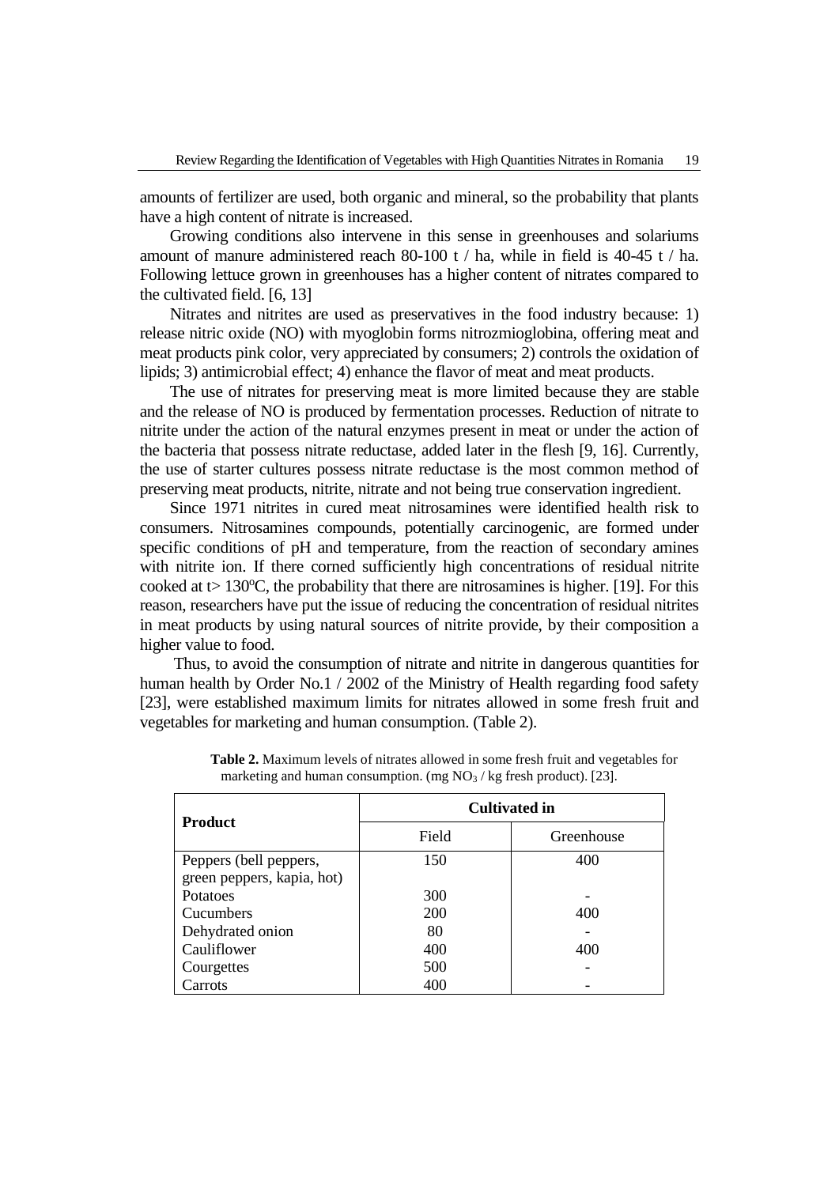amounts of fertilizer are used, both organic and mineral, so the probability that plants have a high content of nitrate is increased.

Growing conditions also intervene in this sense in greenhouses and solariums amount of manure administered reach 80-100 t / ha, while in field is 40-45 t / ha. Following lettuce grown in greenhouses has a higher content of nitrates compared to the cultivated field. [6, 13]

Nitrates and nitrites are used as preservatives in the food industry because: 1) release nitric oxide (NO) with myoglobin forms nitrozmioglobina, offering meat and meat products pink color, very appreciated by consumers; 2) controls the oxidation of lipids; 3) antimicrobial effect; 4) enhance the flavor of meat and meat products.

The use of nitrates for preserving meat is more limited because they are stable and the release of NO is produced by fermentation processes. Reduction of nitrate to nitrite under the action of the natural enzymes present in meat or under the action of the bacteria that possess nitrate reductase, added later in the flesh [9, 16]. Currently, the use of starter cultures possess nitrate reductase is the most common method of preserving meat products, nitrite, nitrate and not being true conservation ingredient.

Since 1971 nitrites in cured meat nitrosamines were identified health risk to consumers. Nitrosamines compounds, potentially carcinogenic, are formed under specific conditions of pH and temperature, from the reaction of secondary amines with nitrite ion. If there corned sufficiently high concentrations of residual nitrite cooked at t> 130°C, the probability that there are nitrosamines is higher. [19]. For this reason, researchers have put the issue of reducing the concentration of residual nitrites in meat products by using natural sources of nitrite provide, by their composition a higher value to food.

Thus, to avoid the consumption of nitrate and nitrite in dangerous quantities for human health by Order No.1 / 2002 of the Ministry of Health regarding food safety [23], were established maximum limits for nitrates allowed in some fresh fruit and vegetables for marketing and human consumption. (Table 2).

**Table 2.** Maximum levels of nitrates allowed in some fresh fruit and vegetables for marketing and human consumption. (mg $NO_3$ / kg fresh product). [23].

| Product | Cultivated in | |
|---|---|---|
| | Field | Greenhouse |
| Peppers (bell peppers, green peppers, kapia, hot) | 150 | 400 |
| Potatoes | 300 | - |
| Cucumbers | 200 | 400 |
| Dehydrated onion | 80 | - |
| Cauliflower | 400 | 400 |
| Courgettes | 500 | - |
| Carrots | 400 | - |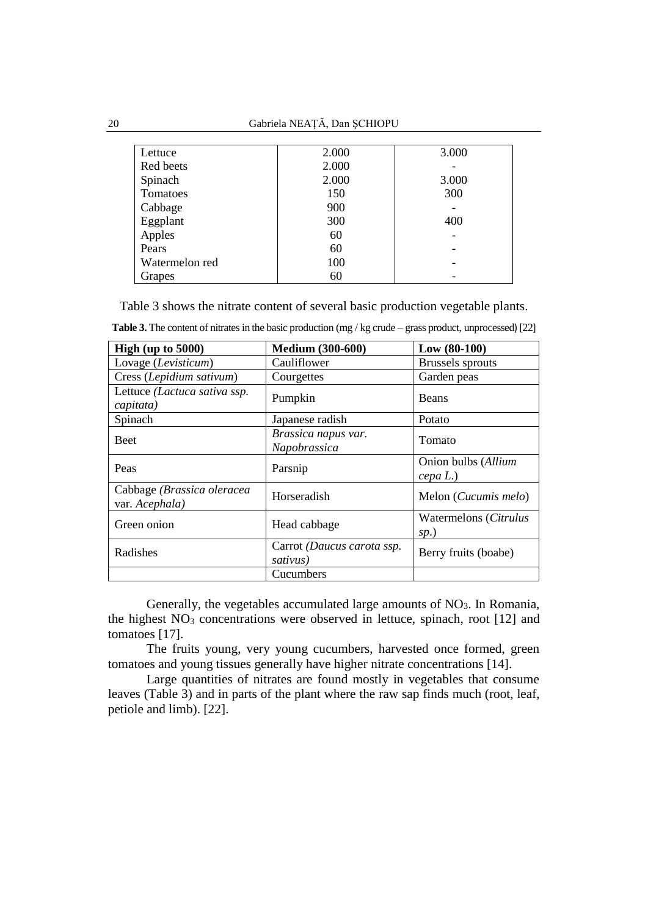| | | |
|---|---|---|
| Lettuce | 2.000 | 3.000 |
| Red beets | 2.000 | - |
| Spinach | 2.000 | 3.000 |
| Tomatoes | 150 | 300 |
| Cabbage | 900 | - |
| Eggplant | 300 | 400 |
| Apples | 60 | - |
| Pears | 60 | - |
| Watermelon red | 100 | - |
| Grapes | 60 | - |

Table 3 shows the nitrate content of several basic production vegetable plants.

**Table 3.** The content of nitrates in the basic production (mg / kg crude – grass product, unprocessed) [22]

| **High (up to 5000)** | **Medium (300-600)** | **Low (80-100)** |
|---|---|---|
| Lovage (*Levisticum*) | Cauliflower | Brussels sprouts |
| Cress (*Lepidium sativum*) | Courgettes | Garden peas |
| Lettuce *(Lactuca sativa ssp. capitata)* | Pumpkin | Beans |
| Spinach | Japanese radish | Potato |
| Beet | *Brassica napus var. Napobrassica* | Tomato |
| Peas | Parsnip | Onion bulbs (*Allium cepa L.*) |
| Cabbage *(Brassica oleracea* var. *Acephala)* | Horseradish | Melon (*Cucumis melo*) |
| Green onion | Head cabbage | Watermelons (*Citrulus sp.*) |
| Radishes | Carrot *(Daucus carota ssp. sativus)* | Berry fruits (boabe) |
| | Cucumbers | |

Generally, the vegetables accumulated large amounts of $NO_3$. In Romania, the highest $NO_3$ concentrations were observed in lettuce, spinach, root [12] and tomatoes [17].

The fruits young, very young cucumbers, harvested once formed, green tomatoes and young tissues generally have higher nitrate concentrations [14].

Large quantities of nitrates are found mostly in vegetables that consume leaves (Table 3) and in parts of the plant where the raw sap finds much (root, leaf, petiole and limb). [22].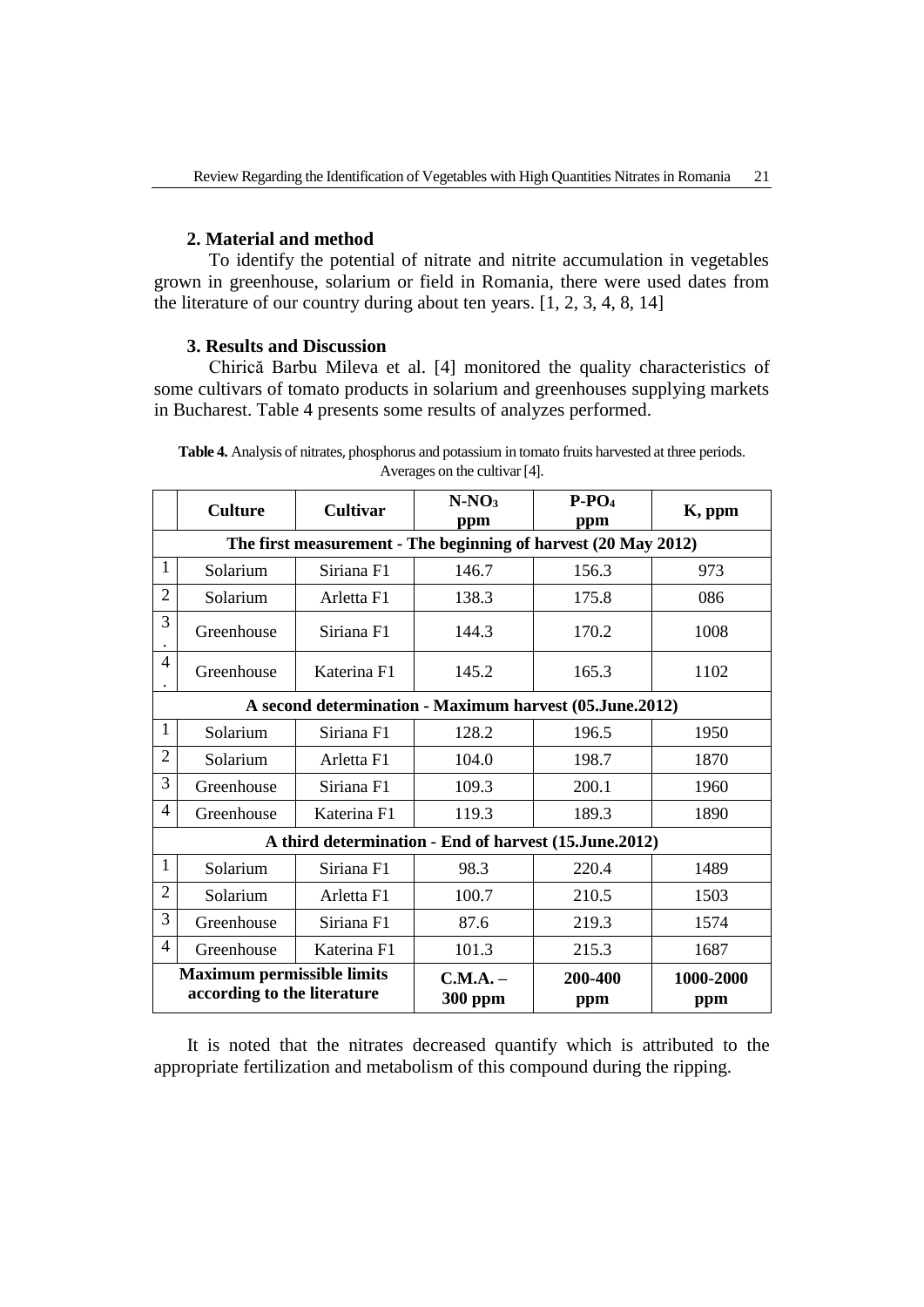## 2. Material and method

To identify the potential of nitrate and nitrite accumulation in vegetables grown in greenhouse, solarium or field in Romania, there were used dates from the literature of our country during about ten years. [1, 2, 3, 4, 8, 14]

## 3. Results and Discussion

Chirică Barbu Mileva et al. [4] monitored the quality characteristics of some cultivars of tomato products in solarium and greenhouses supplying markets in Bucharest. Table 4 presents some results of analyzes performed.

**Table 4.** Analysis of nitrates, phosphorus and potassium in tomato fruits harvested at three periods. Averages on the cultivar [4].

| | Culture | Cultivar | $N\text{-}NO_3$ ppm | $P\text{-}PO_4$ ppm | K, ppm |
|---|---|---|---|---|---|
| **The first measurement - The beginning of harvest (20 May 2012)** | | | | | |
| 1 | Solarium | Siriana F1 | 146.7 | 156.3 | 973 |
| 2 | Solarium | Arletta F1 | 138.3 | 175.8 | 086 |
| 3. | Greenhouse | Siriana F1 | 144.3 | 170.2 | 1008 |
| 4. | Greenhouse | Katerina F1 | 145.2 | 165.3 | 1102 |
| **A second determination - Maximum harvest (05.June.2012)** | | | | | |
| 1 | Solarium | Siriana F1 | 128.2 | 196.5 | 1950 |
| 2 | Solarium | Arletta F1 | 104.0 | 198.7 | 1870 |
| 3 | Greenhouse | Siriana F1 | 109.3 | 200.1 | 1960 |
| 4 | Greenhouse | Katerina F1 | 119.3 | 189.3 | 1890 |
| **A third determination - End of harvest (15.June.2012)** | | | | | |
| 1 | Solarium | Siriana F1 | 98.3 | 220.4 | 1489 |
| 2 | Solarium | Arletta F1 | 100.7 | 210.5 | 1503 |
| 3 | Greenhouse | Siriana F1 | 87.6 | 219.3 | 1574 |
| 4 | Greenhouse | Katerina F1 | 101.3 | 215.3 | 1687 |
| **Maximum permissible limits according to the literature** | | | **C.M.A. – 300 ppm** | **200-400 ppm** | **1000-2000 ppm** |

It is noted that the nitrates decreased quantify which is attributed to the appropriate fertilization and metabolism of this compound during the ripping.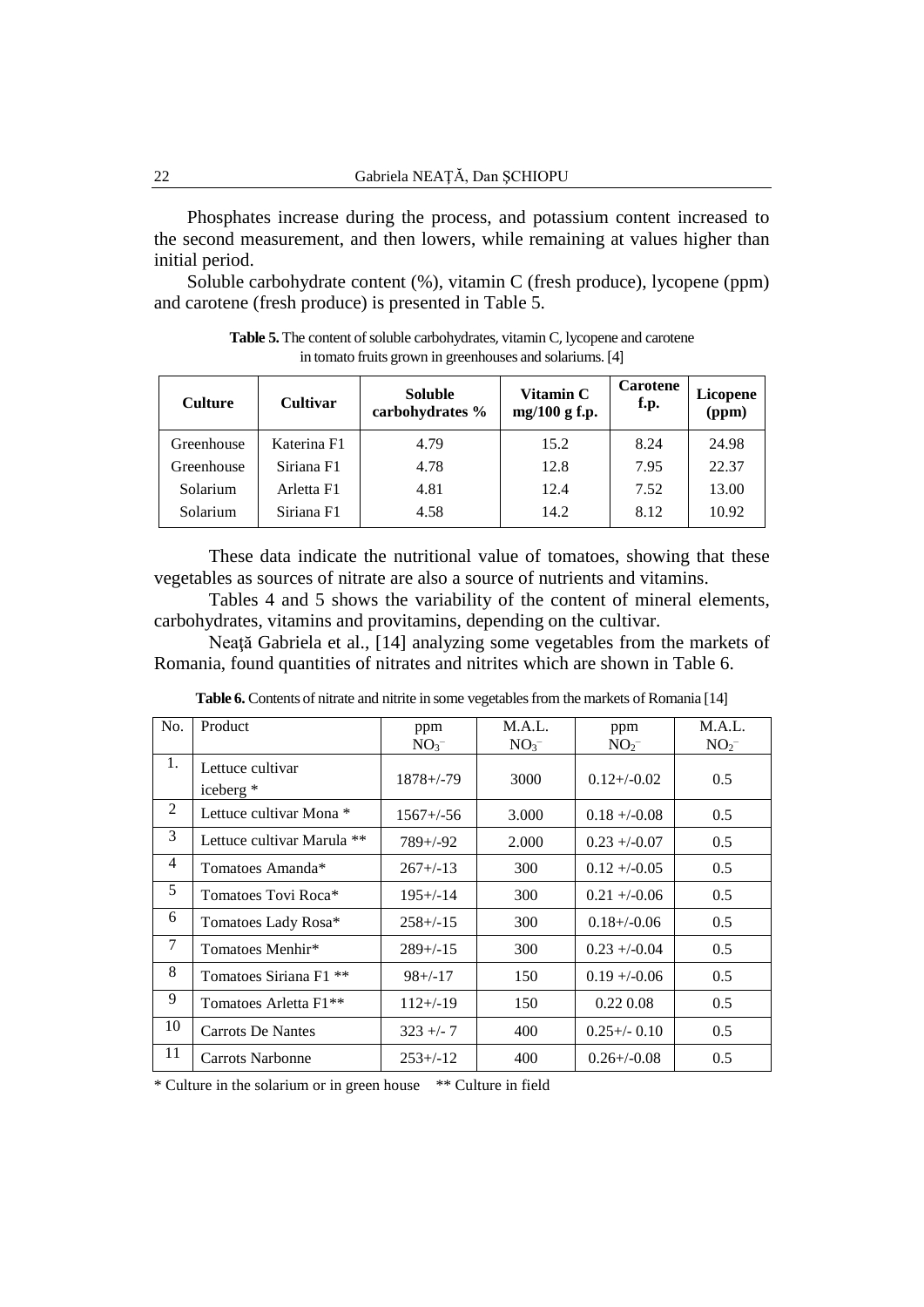Phosphates increase during the process, and potassium content increased to the second measurement, and then lowers, while remaining at values higher than initial period.

Soluble carbohydrate content (%), vitamin C (fresh produce), lycopene (ppm) and carotene (fresh produce) is presented in Table 5.

**Table 5.** The content of soluble carbohydrates, vitamin C, lycopene and carotene in tomato fruits grown in greenhouses and solariums. [4]

| Culture | Cultivar | Soluble carbohydrates % | Vitamin C mg/100 g f.p. | Carotene f.p. | Licopene (ppm) |
|---|---|---|---|---|---|
| Greenhouse | Katerina F1 | 4.79 | 15.2 | 8.24 | 24.98 |
| Greenhouse | Siriana F1 | 4.78 | 12.8 | 7.95 | 22.37 |
| Solarium | Arletta F1 | 4.81 | 12.4 | 7.52 | 13.00 |
| Solarium | Siriana F1 | 4.58 | 14.2 | 8.12 | 10.92 |

These data indicate the nutritional value of tomatoes, showing that these vegetables as sources of nitrate are also a source of nutrients and vitamins.

Tables 4 and 5 shows the variability of the content of mineral elements, carbohydrates, vitamins and provitamins, depending on the cultivar.

Neaţă Gabriela et al., [14] analyzing some vegetables from the markets of Romania, found quantities of nitrates and nitrites which are shown in Table 6.

**Table 6.** Contents of nitrate and nitrite in some vegetables from the markets of Romania [14]

| No. | Product | ppm $NO_3^-$ | M.A.L. $NO_3^-$ | ppm $NO_2^-$ | M.A.L. $NO_2^-$ |
|---|---|---|---|---|---|
| 1. | Lettuce cultivar iceberg * | 1878+/-79 | 3000 | 0.12+/-0.02 | 0.5 |
| 2 | Lettuce cultivar Mona * | 1567+/-56 | 3.000 | 0.18 +/-0.08 | 0.5 |
| 3 | Lettuce cultivar Marula ** | 789+/-92 | 2.000 | 0.23 +/-0.07 | 0.5 |
| 4 | Tomatoes Amanda* | 267+/-13 | 300 | 0.12 +/-0.05 | 0.5 |
| 5 | Tomatoes Tovi Roca* | 195+/-14 | 300 | 0.21 +/-0.06 | 0.5 |
| 6 | Tomatoes Lady Rosa* | 258+/-15 | 300 | 0.18+/-0.06 | 0.5 |
| 7 | Tomatoes Menhir* | 289+/-15 | 300 | 0.23 +/-0.04 | 0.5 |
| 8 | Tomatoes Siriana F1 ** | 98+/-17 | 150 | 0.19 +/-0.06 | 0.5 |
| 9 | Tomatoes Arletta F1** | 112+/-19 | 150 | 0.22 0.08 | 0.5 |
| 10 | Carrots De Nantes | 323 +/- 7 | 400 | 0.25+/- 0.10 | 0.5 |
| 11 | Carrots Narbonne | 253+/-12 | 400 | 0.26+/-0.08 | 0.5 |

\* Culture in the solarium or in green house  ** Culture in field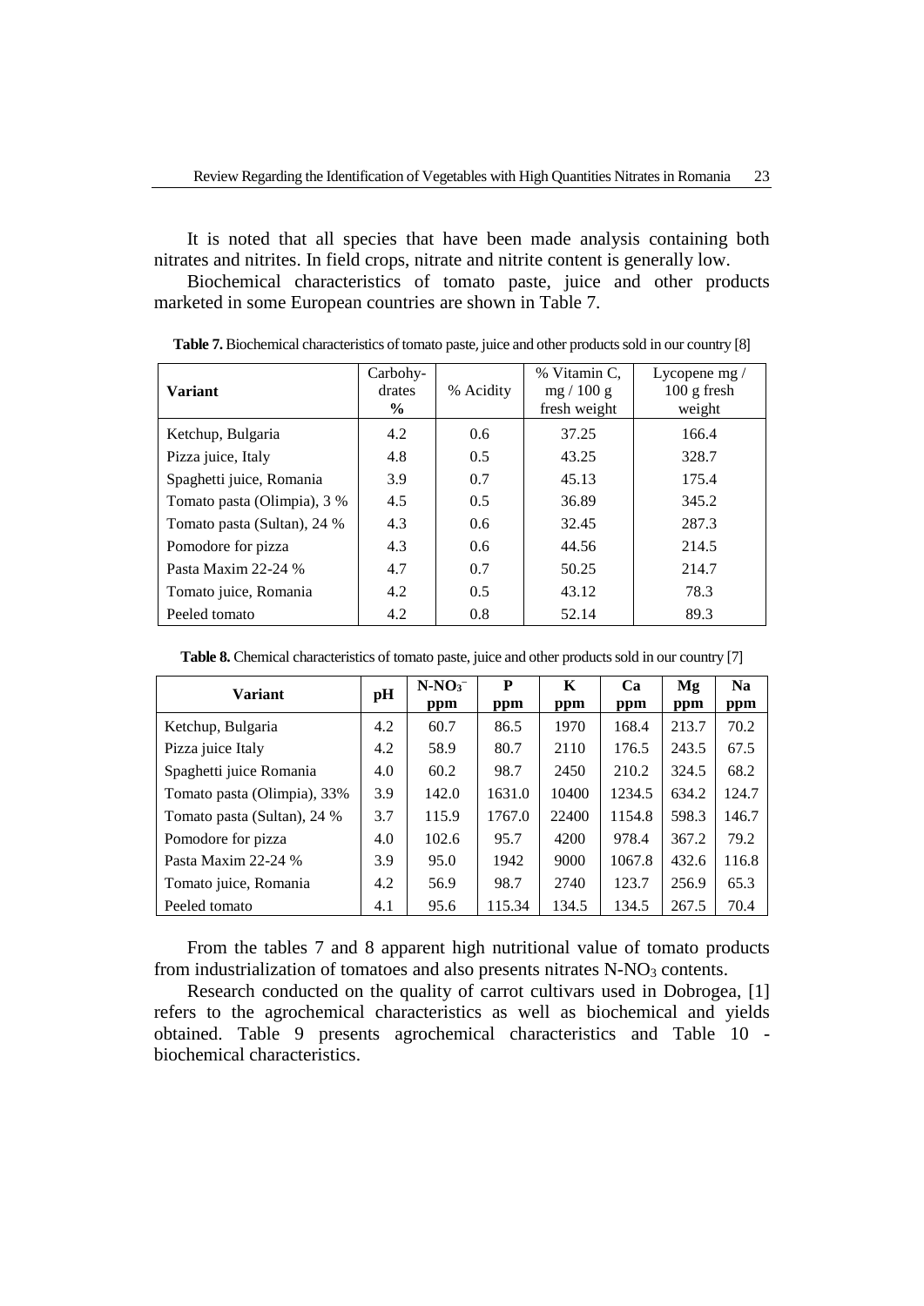It is noted that all species that have been made analysis containing both nitrates and nitrites. In field crops, nitrate and nitrite content is generally low.

Biochemical characteristics of tomato paste, juice and other products marketed in some European countries are shown in Table 7.

**Table 7.** Biochemical characteristics of tomato paste, juice and other products sold in our country [8]

| Variant | Carbohy-drates % | % Acidity | % Vitamin C, mg / 100 g fresh weight | Lycopene mg / 100 g fresh weight |
|---|---|---|---|---|
| Ketchup, Bulgaria | 4.2 | 0.6 | 37.25 | 166.4 |
| Pizza juice, Italy | 4.8 | 0.5 | 43.25 | 328.7 |
| Spaghetti juice, Romania | 3.9 | 0.7 | 45.13 | 175.4 |
| Tomato pasta (Olimpia), 3 % | 4.5 | 0.5 | 36.89 | 345.2 |
| Tomato pasta (Sultan), 24 % | 4.3 | 0.6 | 32.45 | 287.3 |
| Pomodore for pizza | 4.3 | 0.6 | 44.56 | 214.5 |
| Pasta Maxim 22-24 % | 4.7 | 0.7 | 50.25 | 214.7 |
| Tomato juice, Romania | 4.2 | 0.5 | 43.12 | 78.3 |
| Peeled tomato | 4.2 | 0.8 | 52.14 | 89.3 |

**Table 8.** Chemical characteristics of tomato paste, juice and other products sold in our country [7]

| Variant | pH | $N\text{-}NO_3^-$ ppm | P ppm | K ppm | Ca ppm | Mg ppm | Na ppm |
|---|---|---|---|---|---|---|---|
| Ketchup, Bulgaria | 4.2 | 60.7 | 86.5 | 1970 | 168.4 | 213.7 | 70.2 |
| Pizza juice Italy | 4.2 | 58.9 | 80.7 | 2110 | 176.5 | 243.5 | 67.5 |
| Spaghetti juice Romania | 4.0 | 60.2 | 98.7 | 2450 | 210.2 | 324.5 | 68.2 |
| Tomato pasta (Olimpia), 33% | 3.9 | 142.0 | 1631.0 | 10400 | 1234.5 | 634.2 | 124.7 |
| Tomato pasta (Sultan), 24 % | 3.7 | 115.9 | 1767.0 | 22400 | 1154.8 | 598.3 | 146.7 |
| Pomodore for pizza | 4.0 | 102.6 | 95.7 | 4200 | 978.4 | 367.2 | 79.2 |
| Pasta Maxim 22-24 % | 3.9 | 95.0 | 1942 | 9000 | 1067.8 | 432.6 | 116.8 |
| Tomato juice, Romania | 4.2 | 56.9 | 98.7 | 2740 | 123.7 | 256.9 | 65.3 |
| Peeled tomato | 4.1 | 95.6 | 115.34 | 134.5 | 134.5 | 267.5 | 70.4 |

From the tables 7 and 8 apparent high nutritional value of tomato products from industrialization of tomatoes and also presents nitrates $N\text{-}NO_3$ contents.

Research conducted on the quality of carrot cultivars used in Dobrogea, [1] refers to the agrochemical characteristics as well as biochemical and yields obtained. Table 9 presents agrochemical characteristics and Table 10 - biochemical characteristics.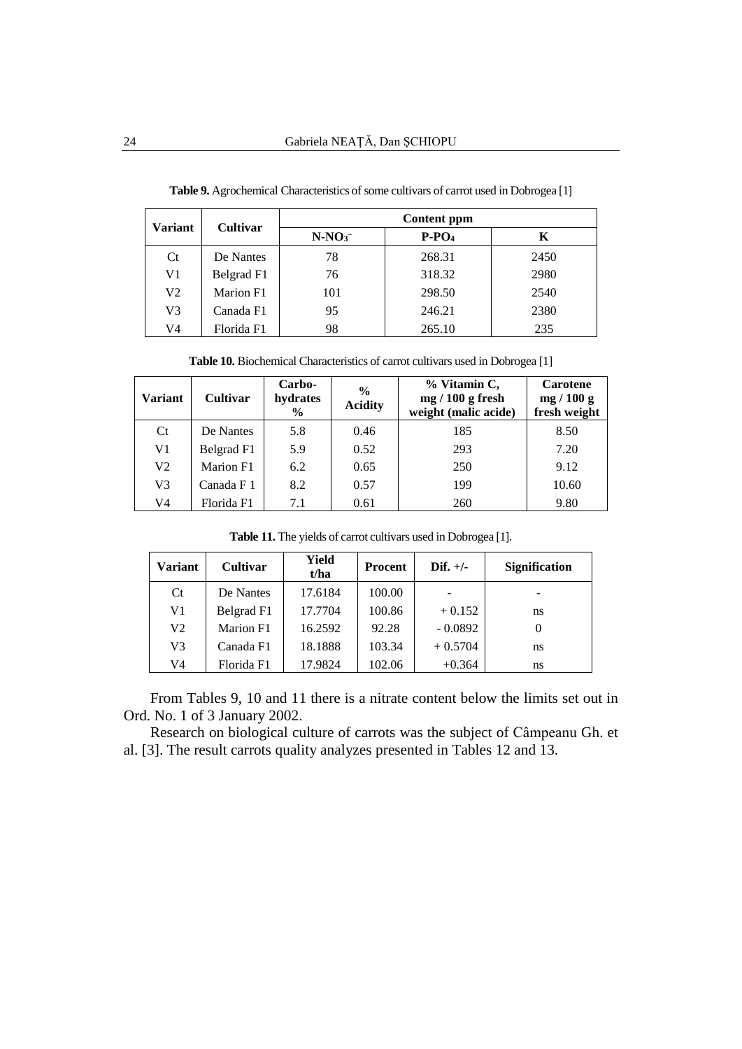**Table 9.** Agrochemical Characteristics of some cultivars of carrot used in Dobrogea [1]

| Variant | Cultivar | Content ppm | | |
|---|---|---|---|---|
| | | $N\text{-}NO_3^-$ | $P\text{-}PO_4$ | K |
| Ct | De Nantes | 78 | 268.31 | 2450 |
| V1 | Belgrad F1 | 76 | 318.32 | 2980 |
| V2 | Marion F1 | 101 | 298.50 | 2540 |
| V3 | Canada F1 | 95 | 246.21 | 2380 |
| V4 | Florida F1 | 98 | 265.10 | 235 |

**Table 10.** Biochemical Characteristics of carrot cultivars used in Dobrogea [1]

| Variant | Cultivar | Carbo-hydrates % | % Acidity | % Vitamin C, mg / 100 g fresh weight (malic acide) | Carotene mg / 100 g fresh weight |
|---|---|---|---|---|---|
| Ct | De Nantes | 5.8 | 0.46 | 185 | 8.50 |
| V1 | Belgrad F1 | 5.9 | 0.52 | 293 | 7.20 |
| V2 | Marion F1 | 6.2 | 0.65 | 250 | 9.12 |
| V3 | Canada F 1 | 8.2 | 0.57 | 199 | 10.60 |
| V4 | Florida F1 | 7.1 | 0.61 | 260 | 9.80 |

**Table 11.** The yields of carrot cultivars used in Dobrogea [1].

| Variant | Cultivar | Yield t/ha | Procent | Dif. +/- | Signification |
|---|---|---|---|---|---|
| Ct | De Nantes | 17.6184 | 100.00 | - | - |
| V1 | Belgrad F1 | 17.7704 | 100.86 | + 0.152 | ns |
| V2 | Marion F1 | 16.2592 | 92.28 | - 0.0892 | 0 |
| V3 | Canada F1 | 18.1888 | 103.34 | + 0.5704 | ns |
| V4 | Florida F1 | 17.9824 | 102.06 | +0.364 | ns |

From Tables 9, 10 and 11 there is a nitrate content below the limits set out in Ord. No. 1 of 3 January 2002.

Research on biological culture of carrots was the subject of Câmpeanu Gh. et al. [3]. The result carrots quality analyzes presented in Tables 12 and 13.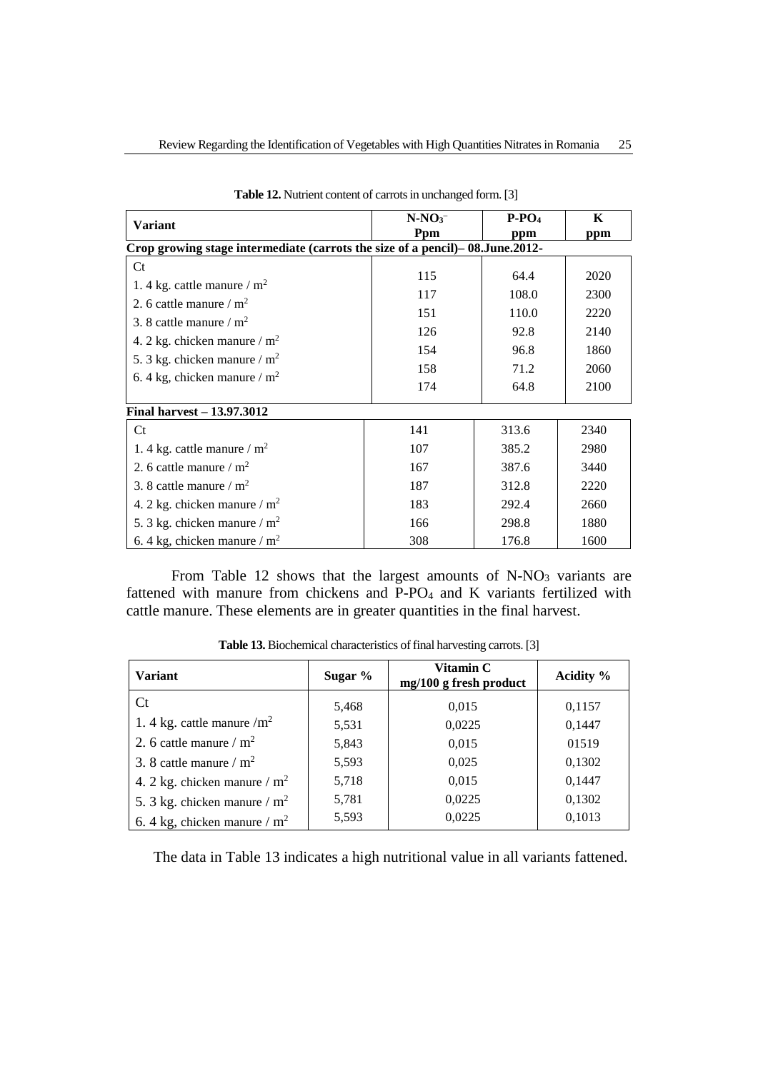**Table 12.** Nutrient content of carrots in unchanged form. [3]

| Variant | $N\text{-}NO_3^-$ Ppm | $P\text{-}PO_4$ ppm | K ppm |
|---|---|---|---|
| **Crop growing stage intermediate (carrots the size of a pencil)– 08.June.2012-** | | | |
| Ct | 115 | 64.4 | 2020 |
| 1. 4 kg. cattle manure / $m^2$ | 117 | 108.0 | 2300 |
| 2. 6 cattle manure / $m^2$ | 151 | 110.0 | 2220 |
| 3. 8 cattle manure / $m^2$ | 126 | 92.8 | 2140 |
| 4. 2 kg. chicken manure / $m^2$ | 154 | 96.8 | 1860 |
| 5. 3 kg. chicken manure / $m^2$ | 158 | 71.2 | 2060 |
| 6. 4 kg, chicken manure / $m^2$ | 174 | 64.8 | 2100 |
| **Final harvest – 13.97.3012** | | | |
| Ct | 141 | 313.6 | 2340 |
| 1. 4 kg. cattle manure / $m^2$ | 107 | 385.2 | 2980 |
| 2. 6 cattle manure / $m^2$ | 167 | 387.6 | 3440 |
| 3. 8 cattle manure / $m^2$ | 187 | 312.8 | 2220 |
| 4. 2 kg. chicken manure / $m^2$ | 183 | 292.4 | 2660 |
| 5. 3 kg. chicken manure / $m^2$ | 166 | 298.8 | 1880 |
| 6. 4 kg, chicken manure / $m^2$ | 308 | 176.8 | 1600 |

From Table 12 shows that the largest amounts of $N\text{-}NO_3$ variants are fattened with manure from chickens and $P\text{-}PO_4$ and K variants fertilized with cattle manure. These elements are in greater quantities in the final harvest.

**Table 13.** Biochemical characteristics of final harvesting carrots. [3]

| Variant | Sugar % | Vitamin C mg/100 g fresh product | Acidity % |
|---|---|---|---|
| Ct | 5,468 | 0,015 | 0,1157 |
| 1. 4 kg. cattle manure /$m^2$ | 5,531 | 0,0225 | 0,1447 |
| 2. 6 cattle manure / $m^2$ | 5,843 | 0,015 | 01519 |
| 3. 8 cattle manure / $m^2$ | 5,593 | 0,025 | 0,1302 |
| 4. 2 kg. chicken manure / $m^2$ | 5,718 | 0,015 | 0,1447 |
| 5. 3 kg. chicken manure / $m^2$ | 5,781 | 0,0225 | 0,1302 |
| 6. 4 kg, chicken manure / $m^2$ | 5,593 | 0,0225 | 0,1013 |

The data in Table 13 indicates a high nutritional value in all variants fattened.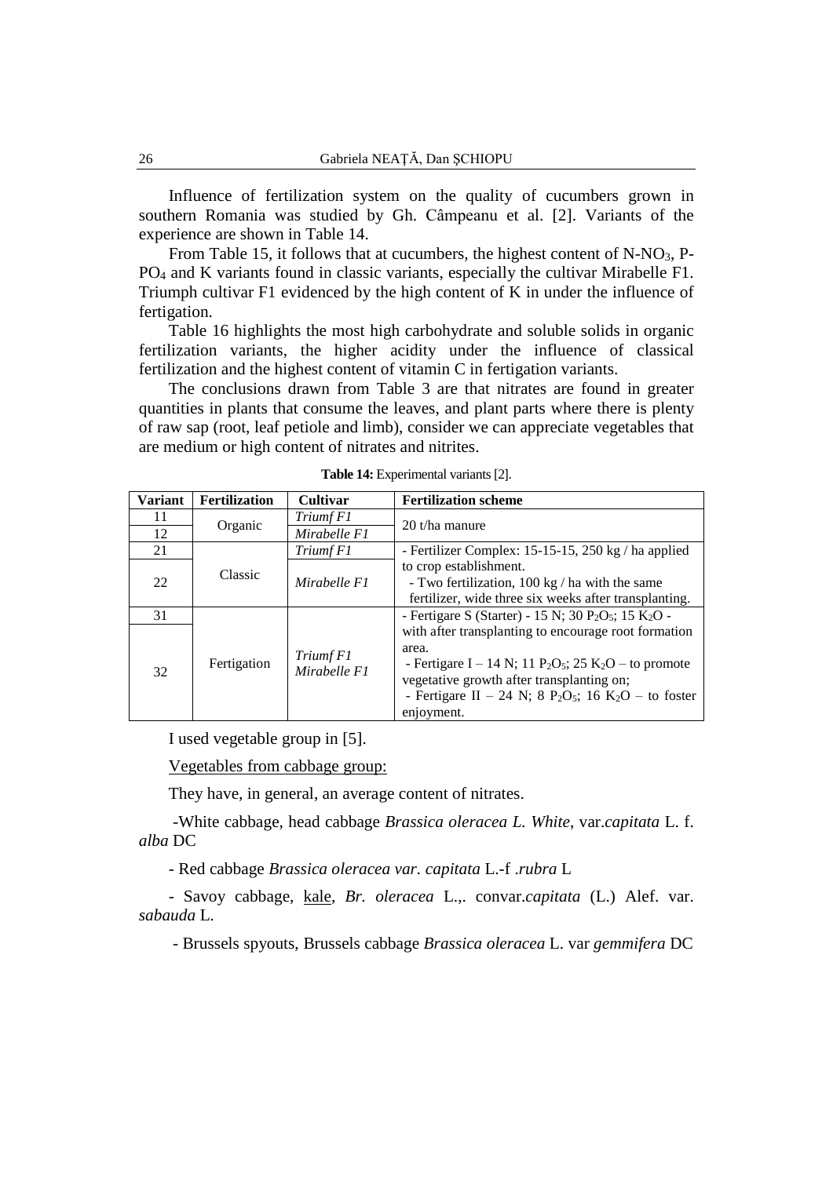Influence of fertilization system on the quality of cucumbers grown in southern Romania was studied by Gh. Câmpeanu et al. [2]. Variants of the experience are shown in Table 14.

From Table 15, it follows that at cucumbers, the highest content of N-$NO_3$, P-$PO_4$ and K variants found in classic variants, especially the cultivar Mirabelle F1. Triumph cultivar F1 evidenced by the high content of K in under the influence of fertigation.

Table 16 highlights the most high carbohydrate and soluble solids in organic fertilization variants, the higher acidity under the influence of classical fertilization and the highest content of vitamin C in fertigation variants.

The conclusions drawn from Table 3 are that nitrates are found in greater quantities in plants that consume the leaves, and plant parts where there is plenty of raw sap (root, leaf petiole and limb), consider we can appreciate vegetables that are medium or high content of nitrates and nitrites.

**Table 14:** Experimental variants [2].

| Variant | Fertilization | Cultivar | Fertilization scheme |
|---|---|---|---|
| 11 | Organic | *Triumf F1* | 20 t/ha manure |
| 12 | | *Mirabelle F1* | |
| 21 | Classic | *Triumf F1* | - Fertilizer Complex: 15-15-15, 250 kg / ha applied to crop establishment. - Two fertilization, 100 kg / ha with the same fertilizer, wide three six weeks after transplanting. |
| 22 | | *Mirabelle F1* | |
| 31 | Fertigation | *Triumf F1* *Mirabelle F1* | - Fertigare S (Starter) - 15 N; 30 $P_2O_5$; 15 $K_2O$ - with after transplanting to encourage root formation area. - Fertigare I – 14 N; 11 $P_2O_5$; 25 $K_2O$ – to promote vegetative growth after transplanting on; - Fertigare II – 24 N; 8 $P_2O_5$; 16 $K_2O$ – to foster enjoyment. |
| 32 | | | |

I used vegetable group in [5].

Vegetables from cabbage group:

They have, in general, an average content of nitrates.

-White cabbage, head cabbage *Brassica oleracea L. White*, var.*capitata* L. f. *alba* DC

- Red cabbage *Brassica oleracea var. capitata* L.-f .*rubra* L

- Savoy cabbage, kale, *Br. oleracea* L.,. convar.*capitata* (L.) Alef. var. *sabauda* L.

- Brussels spyouts, Brussels cabbage *Brassica oleracea* L. var *gemmifera* DC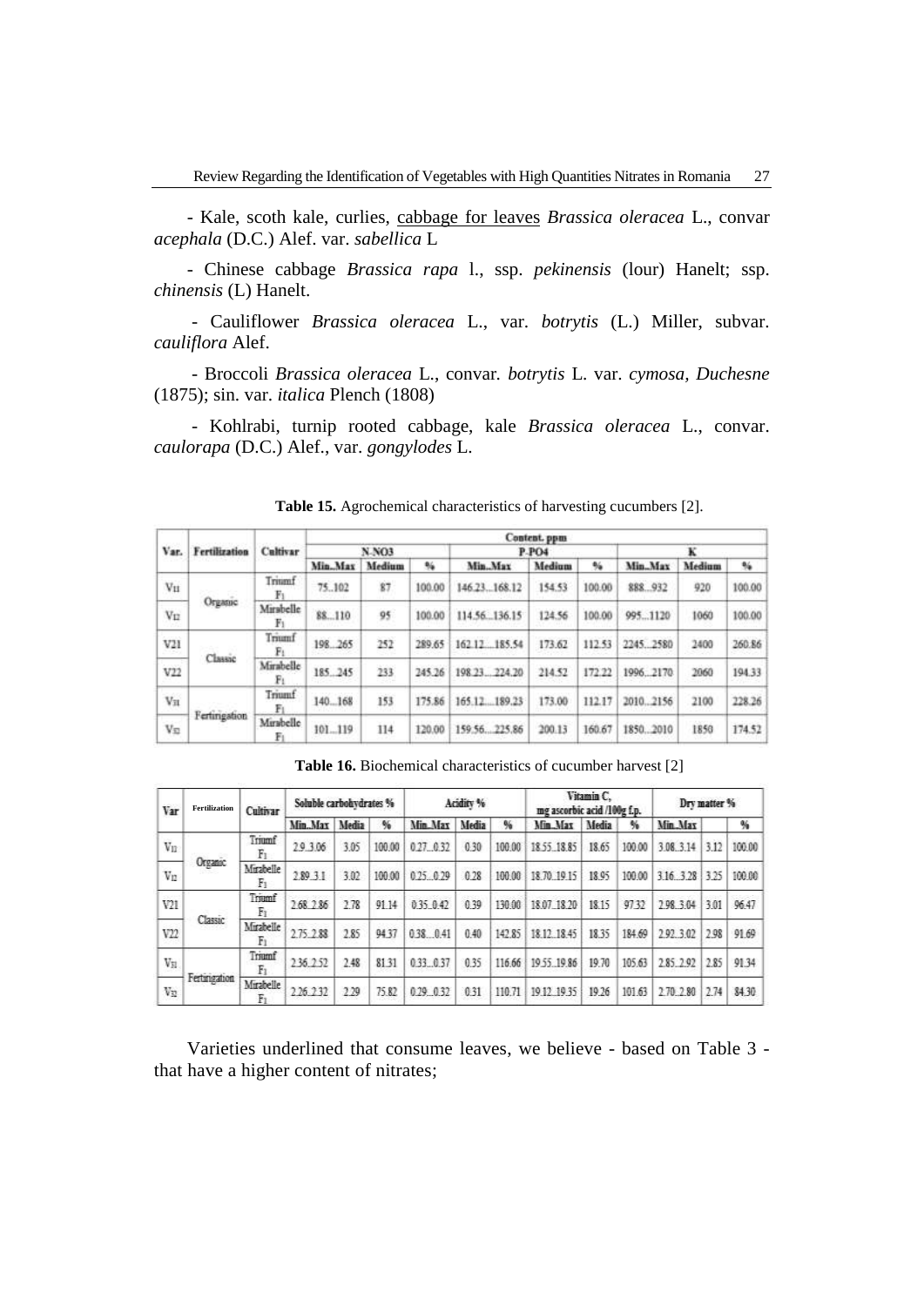- Kale, scoth kale, curlies, <u>cabbage for leaves</u> *Brassica oleracea* L., convar *acephala* (D.C.) Alef. var. *sabellica* L

- Chinese cabbage *Brassica rapa* l., ssp. *pekinensis* (lour) Hanelt; ssp. *chinensis* (L) Hanelt.

- Cauliflower *Brassica oleracea* L., var. *botrytis* (L.) Miller, subvar. *cauliflora* Alef.

- Broccoli *Brassica oleracea* L., convar. *botrytis* L. var. *cymosa*, *Duchesne* (1875); sin. var. *italica* Plench (1808)

- Kohlrabi, turnip rooted cabbage, kale *Brassica oleracea* L., convar. *caulorapa* (D.C.) Alef., var. *gongylodes* L.

**Table 15.** Agrochemical characteristics of harvesting cucumbers [2].

| Var. | Fertilization | Cultivar | Content, ppm | | | | | | | | |
|---|---|---|---|---|---|---|---|---|---|---|---|
| | | | N-NO3 | | | P-PO4 | | | K | | |
| | | | Min..Max | Medium | % | Min..Max | Medium | % | Min..Max | Medium | % |
| $V_{11}$ | Organic | Triumf $F_1$ | 75...102 | 87 | 100.00 | 146.23...168.12 | 154.53 | 100.00 | 888...932 | 920 | 100.00 |
| $V_{12}$ | | Mirabelle $F_1$ | 88...110 | 95 | 100.00 | 114.56...136.15 | 124.56 | 100.00 | 995...1120 | 1060 | 100.00 |
| V21 | Classic | Triumf $F_1$ | 198...265 | 252 | 289.65 | 162.12....185.54 | 173.62 | 112.53 | 2245...2580 | 2400 | 260.86 |
| V22 | | Mirabelle $F_1$ | 185...245 | 233 | 245.26 | 198.23....224.20 | 214.52 | 172.22 | 1996...2170 | 2060 | 194.33 |
| $V_{31}$ | Fertirigation | Triumf $F_1$ | 140...168 | 153 | 175.86 | 165.12....189.23 | 173.00 | 112.17 | 2010...2156 | 2100 | 228.26 |
| $V_{32}$ | | Mirabelle $F_1$ | 101...119 | 114 | 120.00 | 159.56....225.86 | 200.13 | 160.67 | 1850...2010 | 1850 | 174.52 |

**Table 16.** Biochemical characteristics of cucumber harvest [2]

| Var | Fertilization | Cultivar | Soluble carbohydrates % | | | Acidity % | | | Vitamin C, mg ascorbic acid /100g f.p. | | | Dry matter % | | |
|---|---|---|---|---|---|---|---|---|---|---|---|---|---|---|
| | | | Min..Max | Media | % | Min..Max | Media | % | Min..Max | Media | % | Min..Max | | % |
| $V_{11}$ | Organic | Triumf $F_1$ | 2.9..3.06 | 3.05 | 100.00 | 0.27...0.32 | 0.30 | 100.00 | 18.55..18.85 | 18.65 | 100.00 | 3.08..3.14 | 3.12 | 100.00 |
| $V_{12}$ | | Mirabelle $F_1$ | 2.89..3.1 | 3.02 | 100.00 | 0.25...0.29 | 0.28 | 100.00 | 18.70..19.15 | 18.95 | 100.00 | 3.16...3.28 | 3.25 | 100.00 |
| V21 | Classic | Triumf $F_1$ | 2.68..2.86 | 2.78 | 91.14 | 0.35..0.42 | 0.39 | 130.00 | 18.07..18.20 | 18.15 | 97.32 | 2.98..3.04 | 3.01 | 96.47 |
| V22 | | Mirabelle $F_1$ | 2.75..2.88 | 2.85 | 94.37 | 0.38....0.41 | 0.40 | 142.85 | 18.12..18.45 | 18.35 | 184.69 | 2.92..3.02 | 2.98 | 91.69 |
| $V_{31}$ | Fertirigation | Triumf $F_1$ | 2.36..2.52 | 2.48 | 81.31 | 0.33...0.37 | 0.35 | 116.66 | 19.55..19.86 | 19.70 | 105.63 | 2.85..2.92 | 2.85 | 91.34 |
| $V_{32}$ | | Mirabelle $F_1$ | 2.26..2.32 | 2.29 | 75.82 | 0.29...0.32 | 0.31 | 110.71 | 19.12..19.35 | 19.26 | 101.63 | 2.70..2.80 | 2.74 | 84.30 |

Varieties underlined that consume leaves, we believe - based on Table 3 - that have a higher content of nitrates;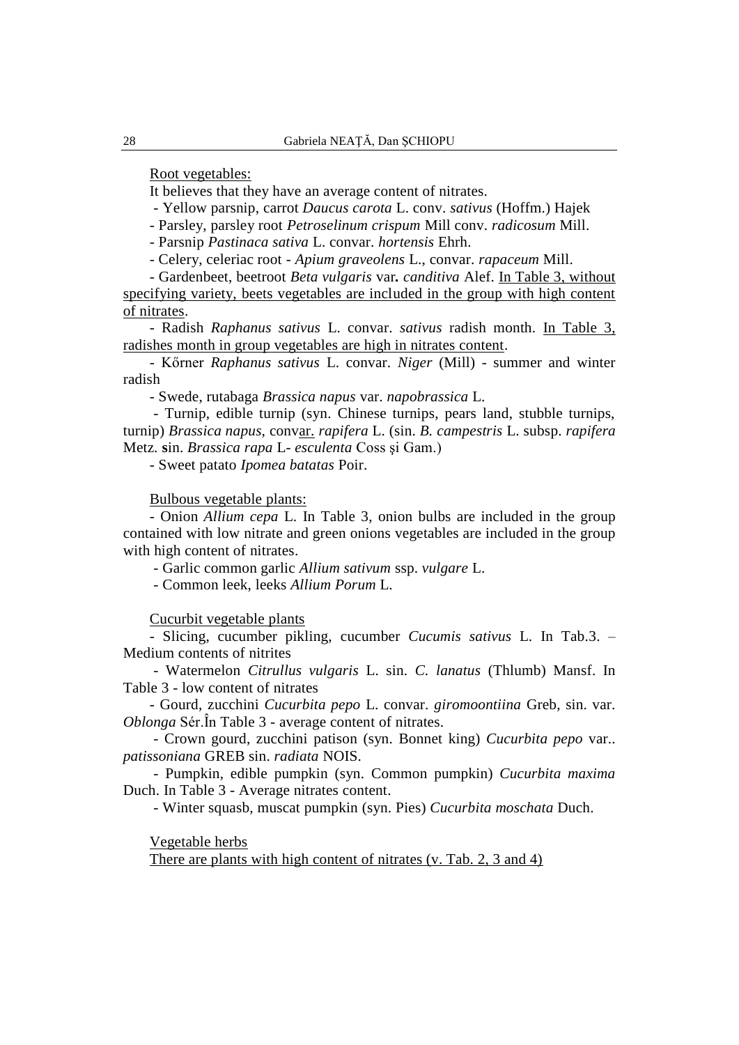<u>Root vegetables:</u>

It believes that they have an average content of nitrates.

- Yellow parsnip, carrot *Daucus carota* L. conv. *sativus* (Hoffm.) Hajek
- Parsley, parsley root *Petroselinum crispum* Mill conv. *radicosum* Mill.
- Parsnip *Pastinaca sativa* L. convar. *hortensis* Ehrh.
- Celery, celeriac root - *Apium graveolens* L., convar. *rapaceum* Mill.
- Gardenbeet, beetroot *Beta vulgaris* var**.** *canditiva* Alef. <u>In Table 3, without specifying variety, beets vegetables are included in the group with high content of nitrates</u>.
- Radish *Raphanus sativus* L. convar. *sativus* radish month. <u>In Table 3, radishes month in group vegetables are high in nitrates content</u>.
- Kőrner *Raphanus sativus* L. convar. *Niger* (Mill) - summer and winter radish
- Swede, rutabaga *Brassica napus* var. *napobrassica* L.
- Turnip, edible turnip (syn. Chinese turnips, pears land, stubble turnips, turnip) *Brassica napus,* conv<u>ar.</u> *rapifera* L. (sin. *B. campestris* L. subsp. *rapifera* Metz. **s**in. *Brassica rapa* L- *esculenta* Coss şi Gam.)
- Sweet patato *Ipomea batatas* Poir.

<u>Bulbous vegetable plants:</u>

- Onion *Allium cepa* L. In Table 3, onion bulbs are included in the group contained with low nitrate and green onions vegetables are included in the group with high content of nitrates.
- Garlic common garlic *Allium sativum* ssp. *vulgare* L.
- Common leek, leeks *Allium Porum* L.

<u>Cucurbit vegetable plants</u>

- Slicing, cucumber pikling, cucumber *Cucumis sativus* L. In Tab.3. – Medium contents of nitrites
- Watermelon *Citrullus vulgaris* L. sin. *C. lanatus* (Thlumb) Mansf. In Table 3 - low content of nitrates
- Gourd, zucchini *Cucurbita pepo* L. convar. *giromoontiina* Greb, sin. var. *Oblonga* Sér.În Table 3 - average content of nitrates.
- Crown gourd, zucchini patison (syn. Bonnet king) *Cucurbita pepo* var.. *patissoniana* GREB sin. *radiata* NOIS.
- Pumpkin, edible pumpkin (syn. Common pumpkin) *Cucurbita maxima* Duch. In Table 3 - Average nitrates content.
- Winter squasb, muscat pumpkin (syn. Pies) *Cucurbita moschata* Duch.

<u>Vegetable herbs</u>

<u>There are plants with high content of nitrates (v. Tab. 2, 3 and 4)</u>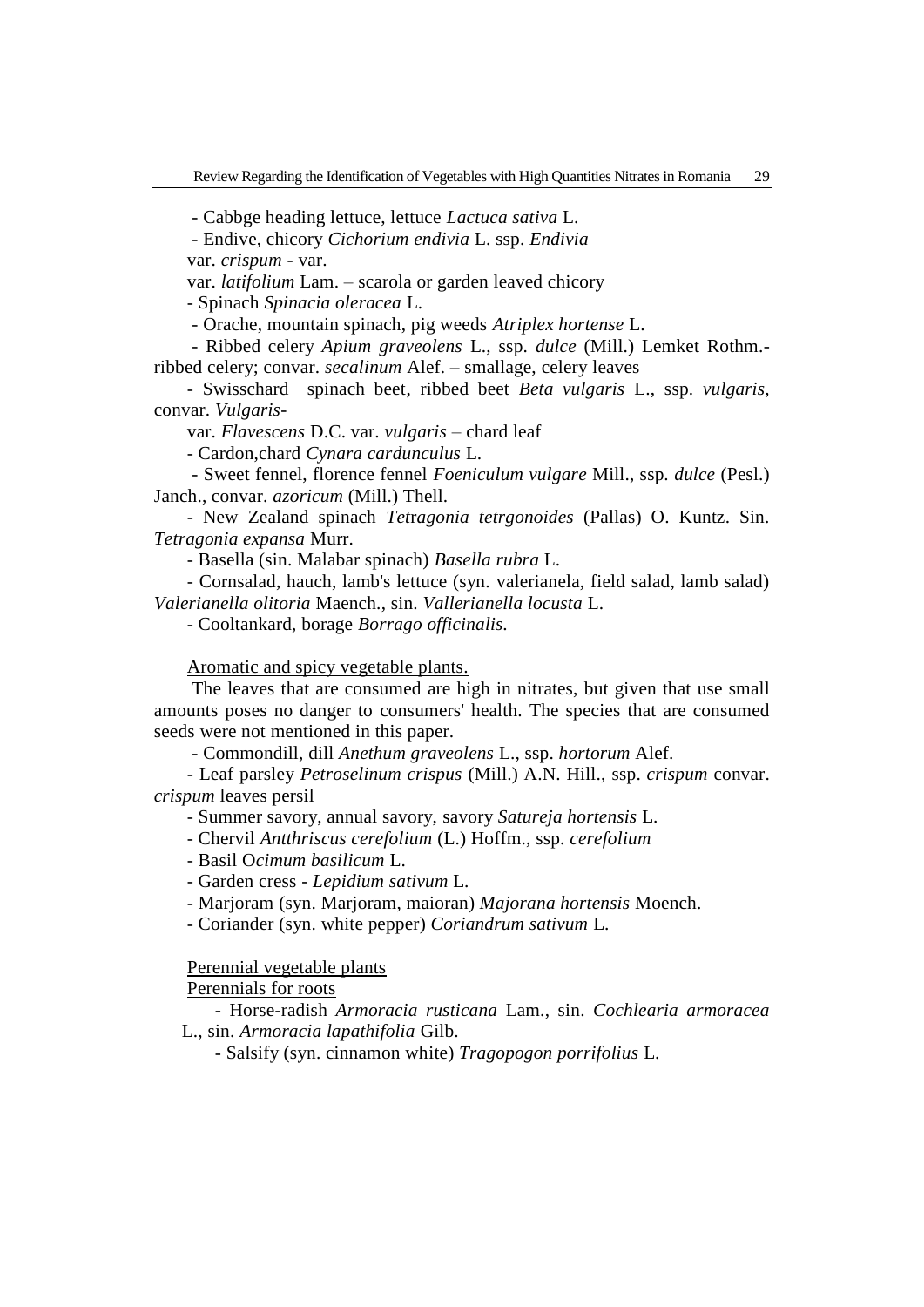- Cabbge heading lettuce, lettuce *Lactuca sativa* L.

- Endive, chicory *Cichorium endivia* L. ssp. *Endivia*

var. *crispum* - var.

var. *latifolium* Lam. – scarola or garden leaved chicory

- Spinach *Spinacia oleracea* L.

- Orache, mountain spinach, pig weeds *Atriplex hortense* L.

- Ribbed celery *Apium graveolens* L., ssp. *dulce* (Mill.) Lemket Rothm.-ribbed celery; convar. *secalinum* Alef. – smallage, celery leaves

- Swisschard spinach beet, ribbed beet *Beta vulgaris* L., ssp. *vulgaris,* convar. *Vulgaris*-

var. *Flavescens* D.C. var. *vulgaris* – chard leaf

- Cardon,chard *Cynara cardunculus* L.

- Sweet fennel, florence fennel *Foeniculum vulgare* Mill., ssp. *dulce* (Pesl.) Janch., convar. *azoricum* (Mill.) Thell.

- New Zealand spinach *Tetragonia tetrgonoides* (Pallas) O. Kuntz. Sin. *Tetragonia expansa* Murr.

- Basella (sin. Malabar spinach) *Basella rubra* L.

- Cornsalad, hauch, lamb's lettuce (syn. valerianela, field salad, lamb salad) *Valerianella olitoria* Maench., sin. *Vallerianella locusta* L.

- Cooltankard, borage *Borrago officinalis.*

Aromatic and spicy vegetable plants.

The leaves that are consumed are high in nitrates, but given that use small amounts poses no danger to consumers' health. The species that are consumed seeds were not mentioned in this paper.

- Commondill, dill *Anethum graveolens* L., ssp. *hortorum* Alef.

- Leaf parsley *Petroselinum crispus* (Mill.) A.N. Hill., ssp. *crispum* convar. *crispum* leaves persil

- Summer savory, annual savory, savory *Satureja hortensis* L.

- Chervil *Antthriscus cerefolium* (L.) Hoffm., ssp. *cerefolium*

- Basil O*cimum basilicum* L.

- Garden cress - *Lepidium sativum* L.

- Marjoram (syn. Marjoram, maioran) *Majorana hortensis* Moench.

- Coriander (syn. white pepper) *Coriandrum sativum* L.

Perennial vegetable plants

Perennials for roots

- Horse-radish *Armoracia rusticana* Lam., sin. *Cochlearia armoracea* L., sin. *Armoracia lapathifolia* Gilb.

- Salsify (syn. cinnamon white) *Tragopogon porrifolius* L.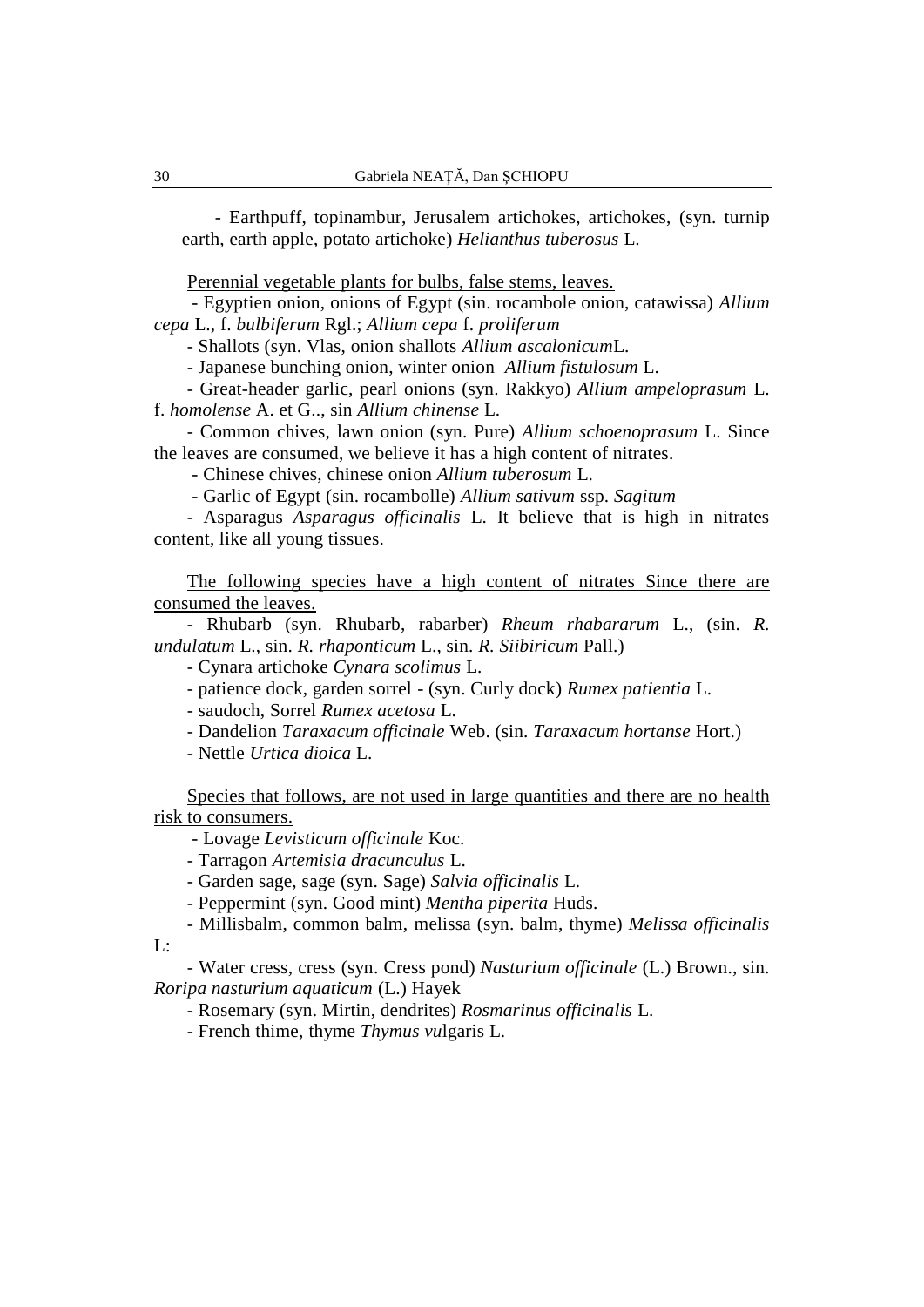- Earthpuff, topinambur, Jerusalem artichokes, artichokes, (syn. turnip earth, earth apple, potato artichoke) *Helianthus tuberosus* L.

Perennial vegetable plants for bulbs, false stems, leaves.

- Egyptien onion, onions of Egypt (sin. rocambole onion, catawissa) *Allium cepa* L., f. *bulbiferum* Rgl.; *Allium cepa* f. *proliferum*
- Shallots (syn. Vlas, onion shallots *Allium ascalonicum*L.
- Japanese bunching onion, winter onion *Allium fistulosum* L.
- Great-header garlic, pearl onions (syn. Rakkyo) *Allium ampeloprasum* L. f. *homolense* A. et G.., sin *Allium chinense* L.
- Common chives, lawn onion (syn. Pure) *Allium schoenoprasum* L. Since the leaves are consumed, we believe it has a high content of nitrates.
- Chinese chives, chinese onion *Allium tuberosum* L.
- Garlic of Egypt (sin. rocambolle) *Allium sativum* ssp. *Sagitum*
- Asparagus *Asparagus officinalis* L. It believe that is high in nitrates content, like all young tissues.

The following species have a high content of nitrates Since there are consumed the leaves.

- Rhubarb (syn. Rhubarb, rabarber) *Rheum rhabararum* L., (sin. *R. undulatum* L., sin. *R. rhaponticum* L., sin. *R. Siibiricum* Pall.)
- Cynara artichoke *Cynara scolimus* L.
- patience dock, garden sorrel - (syn. Curly dock) *Rumex patientia* L.
- saudoch, Sorrel *Rumex acetosa* L.
- Dandelion *Taraxacum officinale* Web. (sin. *Taraxacum hortanse* Hort.)
- Nettle *Urtica dioica* L.

Species that follows, are not used in large quantities and there are no health risk to consumers.

- Lovage *Levisticum officinale* Koc.
- Tarragon *Artemisia dracunculus* L.
- Garden sage, sage (syn. Sage) *Salvia officinalis* L.
- Peppermint (syn. Good mint) *Mentha piperita* Huds.
- Millisbalm, common balm, melissa (syn. balm, thyme) *Melissa officinalis* L:
- Water cress, cress (syn. Cress pond) *Nasturium officinale* (L.) Brown., sin. *Roripa nasturium aquaticum* (L.) Hayek
- Rosemary (syn. Mirtin, dendrites) *Rosmarinus officinalis* L.
- French thime, thyme *Thymus vu*lgaris L.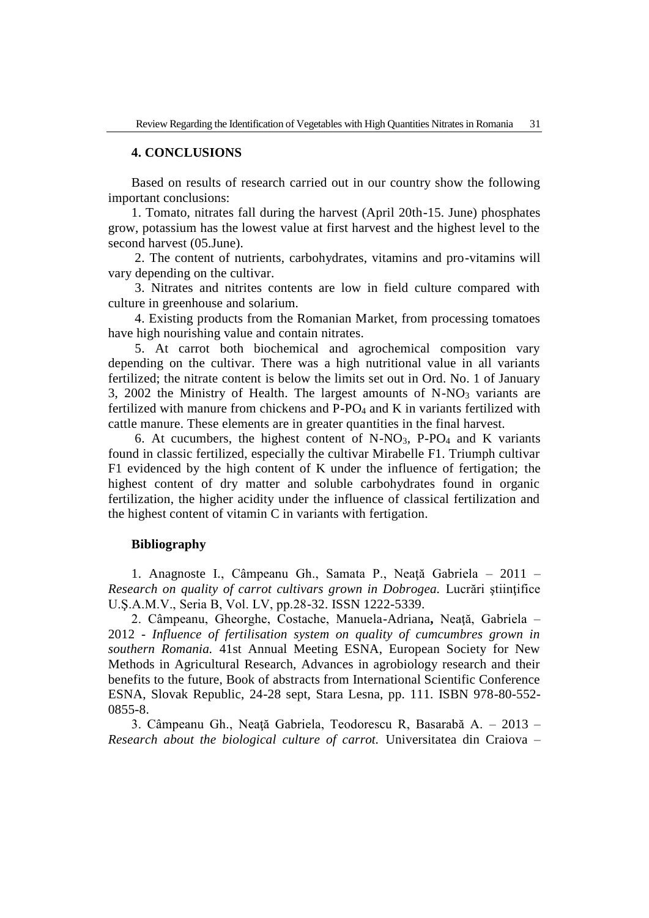## 4. CONCLUSIONS

Based on results of research carried out in our country show the following important conclusions:

1. Tomato, nitrates fall during the harvest (April 20th-15. June) phosphates grow, potassium has the lowest value at first harvest and the highest level to the second harvest (05.June).

2. The content of nutrients, carbohydrates, vitamins and pro-vitamins will vary depending on the cultivar.

3. Nitrates and nitrites contents are low in field culture compared with culture in greenhouse and solarium.

4. Existing products from the Romanian Market, from processing tomatoes have high nourishing value and contain nitrates.

5. At carrot both biochemical and agrochemical composition vary depending on the cultivar. There was a high nutritional value in all variants fertilized; the nitrate content is below the limits set out in Ord. No. 1 of January 3, 2002 the Ministry of Health. The largest amounts of $N\text{-}NO_3$ variants are fertilized with manure from chickens and $P\text{-}PO_4$ and K in variants fertilized with cattle manure. These elements are in greater quantities in the final harvest.

6. At cucumbers, the highest content of $N\text{-}NO_3$, $P\text{-}PO_4$ and K variants found in classic fertilized, especially the cultivar Mirabelle F1. Triumph cultivar F1 evidenced by the high content of K under the influence of fertigation; the highest content of dry matter and soluble carbohydrates found in organic fertilization, the higher acidity under the influence of classical fertilization and the highest content of vitamin C in variants with fertigation.

### Bibliography

1. Anagnoste I., Câmpeanu Gh., Samata P., Neaţă Gabriela – 2011 – *Research on quality of carrot cultivars grown in Dobrogea.* Lucrări ştiinţifice U.Ş.A.M.V., Seria B, Vol. LV, pp.28-32. ISSN 1222-5339.

2. Câmpeanu, Gheorghe, Costache, Manuela-Adriana**,** Neaţă, Gabriela – 2012 - *Influence of fertilisation system on quality of cumcumbres grown in southern Romania.* 41st Annual Meeting ESNA, European Society for New Methods in Agricultural Research, Advances in agrobiology research and their benefits to the future, Book of abstracts from International Scientific Conference ESNA, Slovak Republic, 24-28 sept, Stara Lesna, pp. 111. ISBN 978-80-552-0855-8.

3. Câmpeanu Gh., Neaţă Gabriela, Teodorescu R, Basarabă A. – 2013 – *Research about the biological culture of carrot.* Universitatea din Craiova –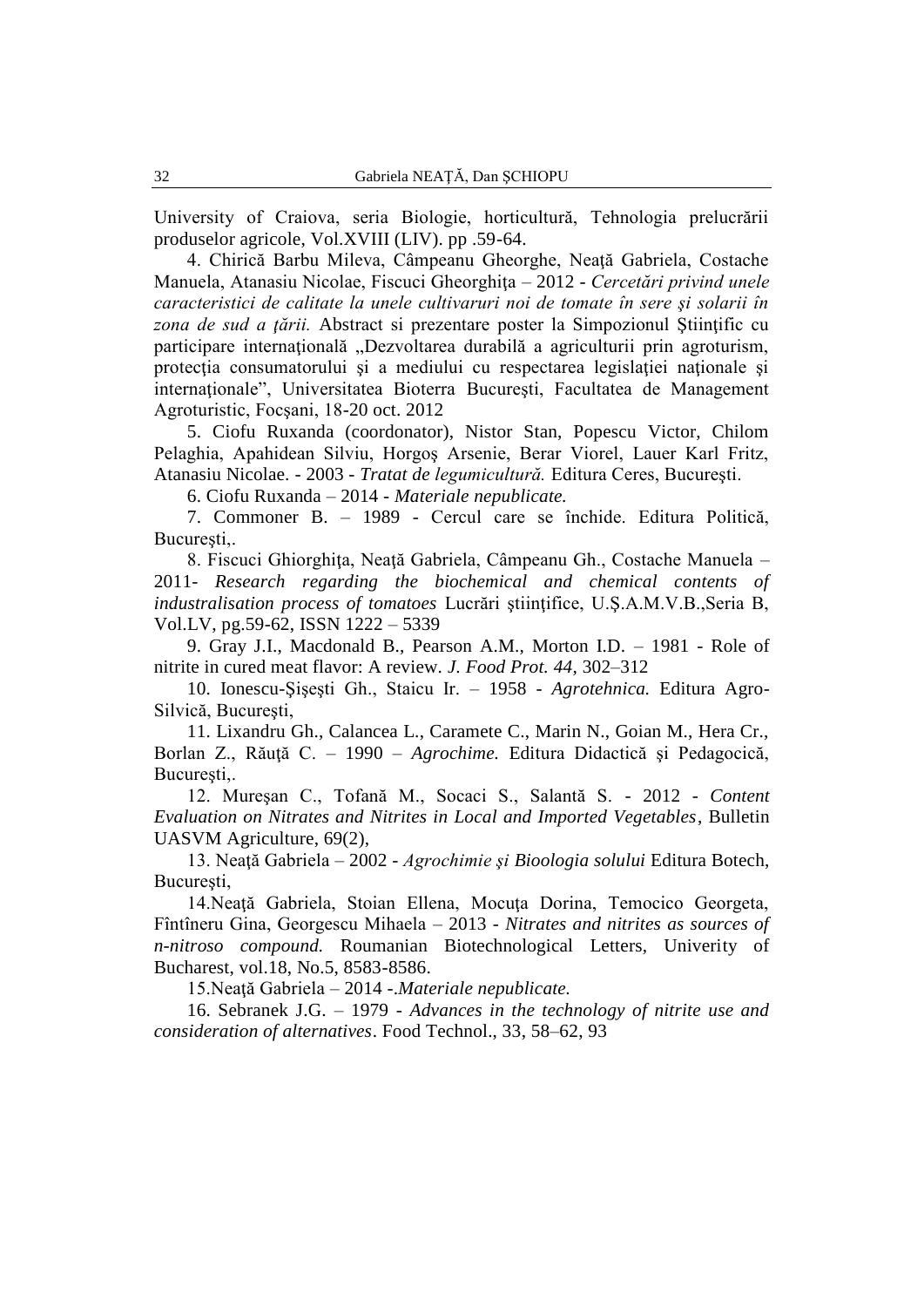University of Craiova, seria Biologie, horticultură, Tehnologia prelucrării produselor agricole, Vol.XVIII (LIV). pp .59-64.

4. Chirică Barbu Mileva, Câmpeanu Gheorghe, Neaţă Gabriela, Costache Manuela, Atanasiu Nicolae, Fiscuci Gheorghiţa – 2012 - *Cercetări privind unele caracteristici de calitate la unele cultivaruri noi de tomate în sere şi solarii în zona de sud a ţării.* Abstract si prezentare poster la Simpozionul Ştiinţific cu participare internaţională „Dezvoltarea durabilă a agriculturii prin agroturism, protecţia consumatorului şi a mediului cu respectarea legislaţiei naţionale şi internaţionale", Universitatea Bioterra Bucureşti, Facultatea de Management Agroturistic, Focşani, 18-20 oct. 2012

5. Ciofu Ruxanda (coordonator), Nistor Stan, Popescu Victor, Chilom Pelaghia, Apahidean Silviu, Horgoş Arsenie, Berar Viorel, Lauer Karl Fritz, Atanasiu Nicolae. - 2003 - *Tratat de legumicultură.* Editura Ceres, Bucureşti.

6. Ciofu Ruxanda – 2014 - *Materiale nepublicate.*

7. Commoner B. – 1989 - Cercul care se închide. Editura Politică, Bucureşti,.

8. Fiscuci Ghiorghiţa, Neaţă Gabriela, Câmpeanu Gh., Costache Manuela – 2011- *Research regarding the biochemical and chemical contents of industralisation process of tomatoes* Lucrări ştiinţifice, U.Ş.A.M.V.B.,Seria B, Vol.LV, pg.59-62, ISSN 1222 – 5339

9. Gray J.I., Macdonald B., Pearson A.M., Morton I.D. – 1981 - Role of nitrite in cured meat flavor: A review. *J. Food Prot. 44*, 302–312

10. Ionescu-Şişeşti Gh., Staicu Ir. – 1958 - *Agrotehnica.* Editura Agro-Silvică, Bucureşti,

11. Lixandru Gh., Calancea L., Caramete C., Marin N., Goian M., Hera Cr., Borlan Z., Răuţă C. – 1990 – *Agrochime.* Editura Didactică şi Pedagocică, Bucureşti,.

12. Mureşan C., Tofană M., Socaci S., Salantă S. - 2012 - *Content Evaluation on Nitrates and Nitrites in Local and Imported Vegetables*, Bulletin UASVM Agriculture, 69(2),

13. Neaţă Gabriela – 2002 - *Agrochimie şi Bioologia solului* Editura Botech, Bucureşti,

14.Neaţă Gabriela, Stoian Ellena, Mocuţa Dorina, Temocico Georgeta, Fîntîneru Gina, Georgescu Mihaela – 2013 - *Nitrates and nitrites as sources of n-nitroso compound.* Roumanian Biotechnological Letters, Univerity of Bucharest, vol.18, No.5, 8583-8586.

15.Neaţă Gabriela – 2014 -.*Materiale nepublicate.*

16. Sebranek J.G. – 1979 - *Advances in the technology of nitrite use and consideration of alternatives*. Food Technol., 33, 58–62, 93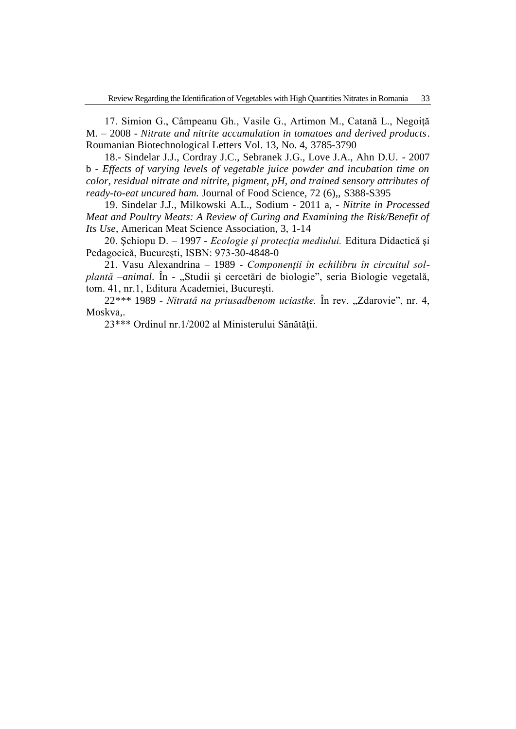17. Simion G., Câmpeanu Gh., Vasile G., Artimon M., Catană L., Negoiţă M. – 2008 - *Nitrate and nitrite accumulation in tomatoes and derived products*. Roumanian Biotechnological Letters Vol. 13, No. 4, 3785-3790

18.- Sindelar J.J., Cordray J.C., Sebranek J.G., Love J.A., Ahn D.U. - 2007 b - *Effects of varying levels of vegetable juice powder and incubation time on color, residual nitrate and nitrite, pigment, pH, and trained sensory attributes of ready-to-eat uncured ham.* Journal of Food Science, 72 (6),, S388-S395

19. Sindelar J.J., Milkowski A.L., Sodium - 2011 a, - *Nitrite in Processed Meat and Poultry Meats: A Review of Curing and Examining the Risk/Benefit of Its Use*, American Meat Science Association, 3, 1-14

20. Şchiopu D. – 1997 - *Ecologie şi protecţia mediului.* Editura Didactică şi Pedagocică, Bucureşti, ISBN: 973-30-4848-0

21. Vasu Alexandrina – 1989 - *Componenţii în echilibru în circuitul sol-plantă –animal.* În - „Studii şi cercetări de biologie", seria Biologie vegetală, tom. 41, nr.1, Editura Academiei, Bucureşti.

22*** 1989 - *Nitratâ na priusadbenom uciastke.* În rev. „Zdarovie", nr. 4, Moskva,.

23*** Ordinul nr.1/2002 al Ministerului Sănătăţii.